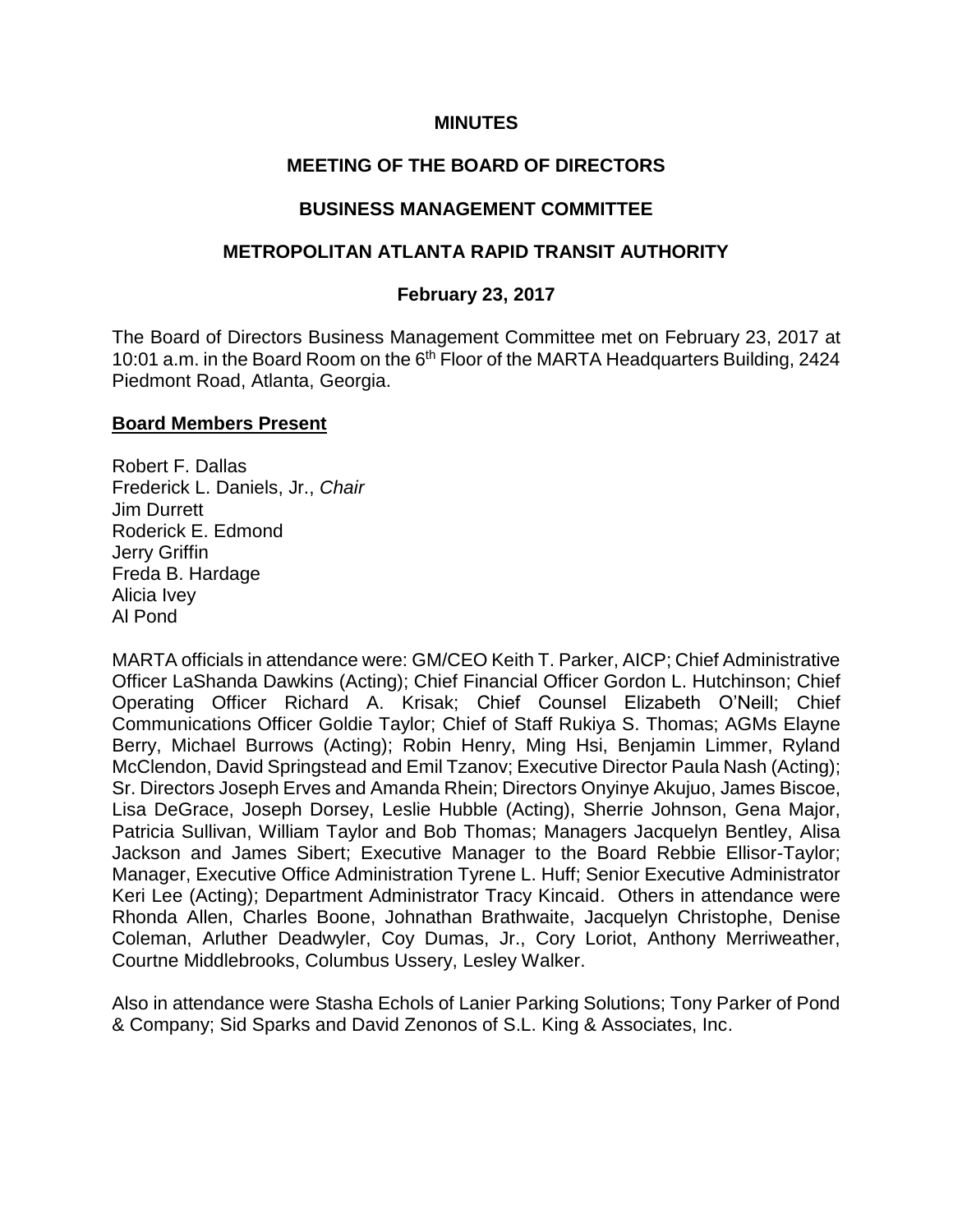# MINUTES

## MEETING OF THE BOARD OF DIRECTORS

## BUSINESS MANAGEMENT COMMITTEE

## METROPOLITAN ATLANTA RAPID TRANSIT AUTHORITY

### February 23, 2017

The Board of Directors Business Management Committee met on February 23, 2017 at 10:01 a.m. in the Board Room on the 6th Floor of the MARTA Headquarters Building, 2424 Piedmont Road, Atlanta, Georgia.

**Board Members Present**

Robert F. Dallas
Frederick L. Daniels, Jr., *Chair*
Jim Durrett
Roderick E. Edmond
Jerry Griffin
Freda B. Hardage
Alicia Ivey
Al Pond

MARTA officials in attendance were: GM/CEO Keith T. Parker, AICP; Chief Administrative Officer LaShanda Dawkins (Acting); Chief Financial Officer Gordon L. Hutchinson; Chief Operating Officer Richard A. Krisak; Chief Counsel Elizabeth O'Neill; Chief Communications Officer Goldie Taylor; Chief of Staff Rukiya S. Thomas; AGMs Elayne Berry, Michael Burrows (Acting); Robin Henry, Ming Hsi, Benjamin Limmer, Ryland McClendon, David Springstead and Emil Tzanov; Executive Director Paula Nash (Acting); Sr. Directors Joseph Erves and Amanda Rhein; Directors Onyinye Akujuo, James Biscoe, Lisa DeGrace, Joseph Dorsey, Leslie Hubble (Acting), Sherrie Johnson, Gena Major, Patricia Sullivan, William Taylor and Bob Thomas; Managers Jacquelyn Bentley, Alisa Jackson and James Sibert; Executive Manager to the Board Rebbie Ellisor-Taylor; Manager, Executive Office Administration Tyrene L. Huff; Senior Executive Administrator Keri Lee (Acting); Department Administrator Tracy Kincaid. Others in attendance were Rhonda Allen, Charles Boone, Johnathan Brathwaite, Jacquelyn Christophe, Denise Coleman, Arluther Deadwyler, Coy Dumas, Jr., Cory Loriot, Anthony Merriweather, Courtne Middlebrooks, Columbus Ussery, Lesley Walker.

Also in attendance were Stasha Echols of Lanier Parking Solutions; Tony Parker of Pond & Company; Sid Sparks and David Zenonos of S.L. King & Associates, Inc.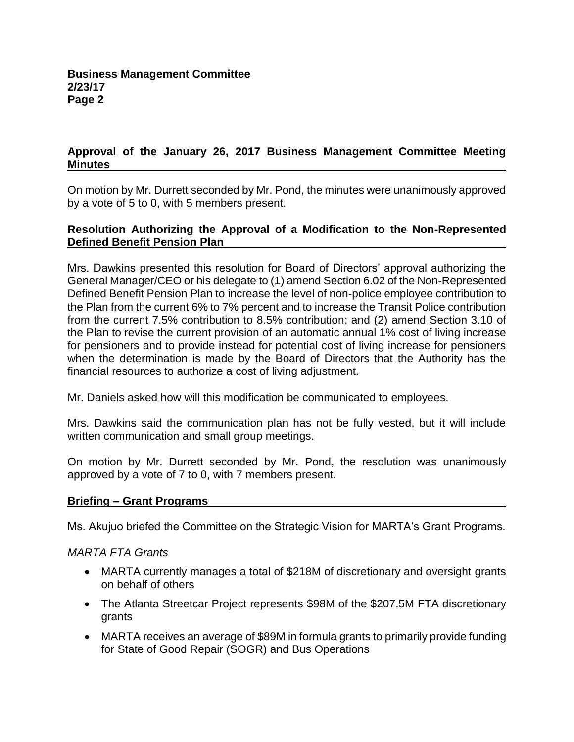## Approval of the January 26, 2017 Business Management Committee Meeting Minutes

On motion by Mr. Durrett seconded by Mr. Pond, the minutes were unanimously approved by a vote of 5 to 0, with 5 members present.

## Resolution Authorizing the Approval of a Modification to the Non-Represented Defined Benefit Pension Plan

Mrs. Dawkins presented this resolution for Board of Directors' approval authorizing the General Manager/CEO or his delegate to (1) amend Section 6.02 of the Non-Represented Defined Benefit Pension Plan to increase the level of non-police employee contribution to the Plan from the current 6% to 7% percent and to increase the Transit Police contribution from the current 7.5% contribution to 8.5% contribution; and (2) amend Section 3.10 of the Plan to revise the current provision of an automatic annual 1% cost of living increase for pensioners and to provide instead for potential cost of living increase for pensioners when the determination is made by the Board of Directors that the Authority has the financial resources to authorize a cost of living adjustment.

Mr. Daniels asked how will this modification be communicated to employees.

Mrs. Dawkins said the communication plan has not be fully vested, but it will include written communication and small group meetings.

On motion by Mr. Durrett seconded by Mr. Pond, the resolution was unanimously approved by a vote of 7 to 0, with 7 members present.

## Briefing – Grant Programs

Ms. Akujuo briefed the Committee on the Strategic Vision for MARTA's Grant Programs.

*MARTA FTA Grants*

- MARTA currently manages a total of $218M of discretionary and oversight grants on behalf of others
- The Atlanta Streetcar Project represents $98M of the $207.5M FTA discretionary grants
- MARTA receives an average of $89M in formula grants to primarily provide funding for State of Good Repair (SOGR) and Bus Operations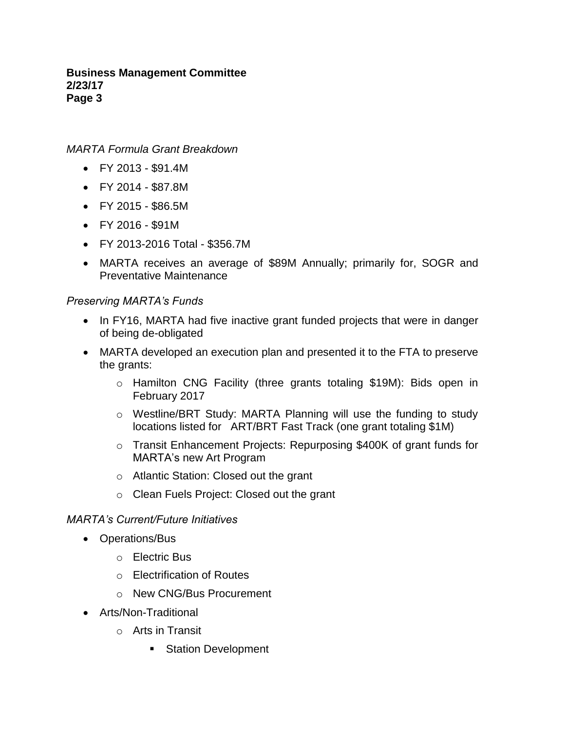*MARTA Formula Grant Breakdown*

- FY 2013 - $91.4M
- FY 2014 - $87.8M
- FY 2015 - $86.5M
- FY 2016 - $91M
- FY 2013-2016 Total - $356.7M
- MARTA receives an average of $89M Annually; primarily for, SOGR and Preventative Maintenance

*Preserving MARTA's Funds*

- In FY16, MARTA had five inactive grant funded projects that were in danger of being de-obligated
- MARTA developed an execution plan and presented it to the FTA to preserve the grants:
  - Hamilton CNG Facility (three grants totaling $19M): Bids open in February 2017
  - Westline/BRT Study: MARTA Planning will use the funding to study locations listed for ART/BRT Fast Track (one grant totaling $1M)
  - Transit Enhancement Projects: Repurposing $400K of grant funds for MARTA's new Art Program
  - Atlantic Station: Closed out the grant
  - Clean Fuels Project: Closed out the grant

*MARTA's Current/Future Initiatives*

- Operations/Bus
  - Electric Bus
  - Electrification of Routes
  - New CNG/Bus Procurement
- Arts/Non-Traditional
  - Arts in Transit
    - Station Development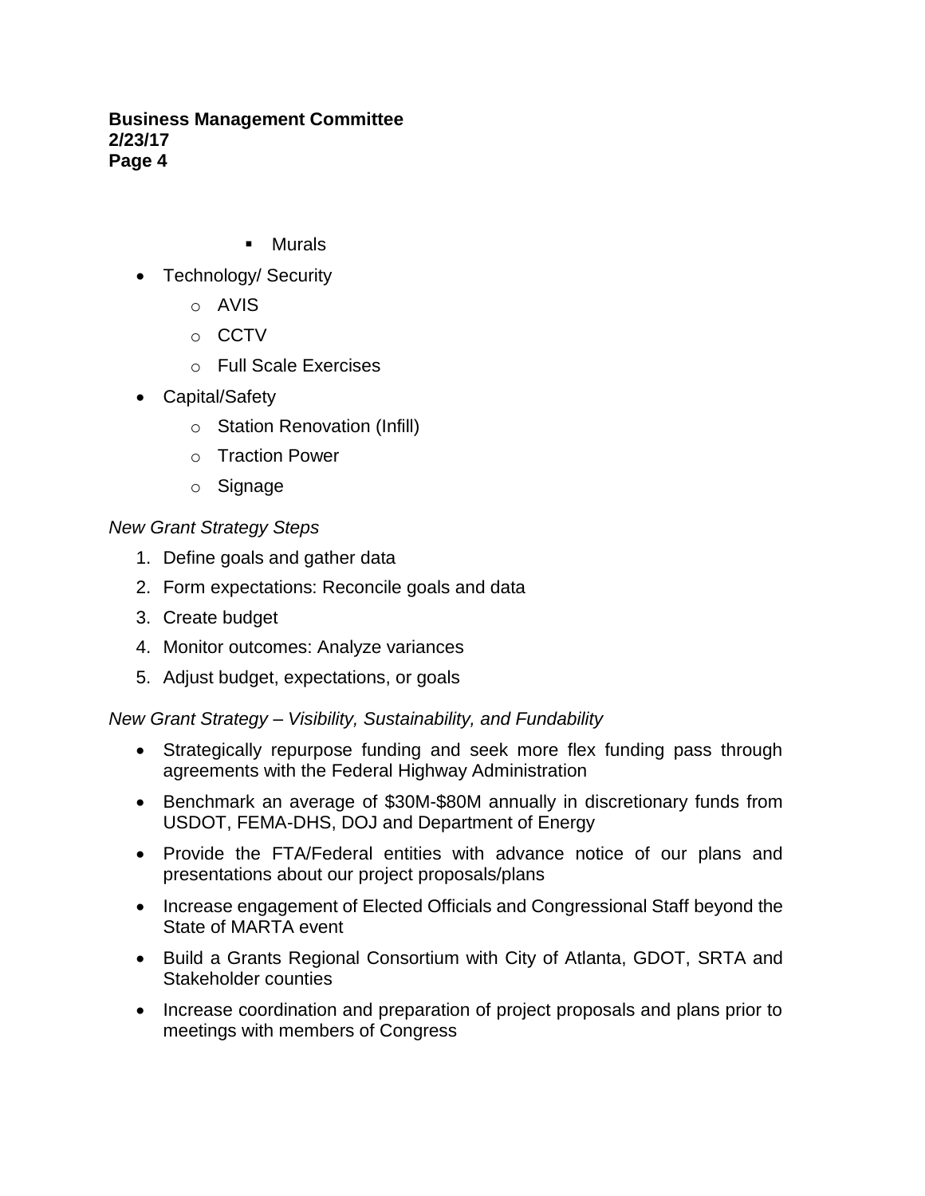- Murals
- Technology/ Security
    - AVIS
    - CCTV
    - Full Scale Exercises
- Capital/Safety
    - Station Renovation (Infill)
    - Traction Power
    - Signage

*New Grant Strategy Steps*

1. Define goals and gather data
2. Form expectations: Reconcile goals and data
3. Create budget
4. Monitor outcomes: Analyze variances
5. Adjust budget, expectations, or goals

*New Grant Strategy – Visibility, Sustainability, and Fundability*

- Strategically repurpose funding and seek more flex funding pass through agreements with the Federal Highway Administration
- Benchmark an average of $30M-$80M annually in discretionary funds from USDOT, FEMA-DHS, DOJ and Department of Energy
- Provide the FTA/Federal entities with advance notice of our plans and presentations about our project proposals/plans
- Increase engagement of Elected Officials and Congressional Staff beyond the State of MARTA event
- Build a Grants Regional Consortium with City of Atlanta, GDOT, SRTA and Stakeholder counties
- Increase coordination and preparation of project proposals and plans prior to meetings with members of Congress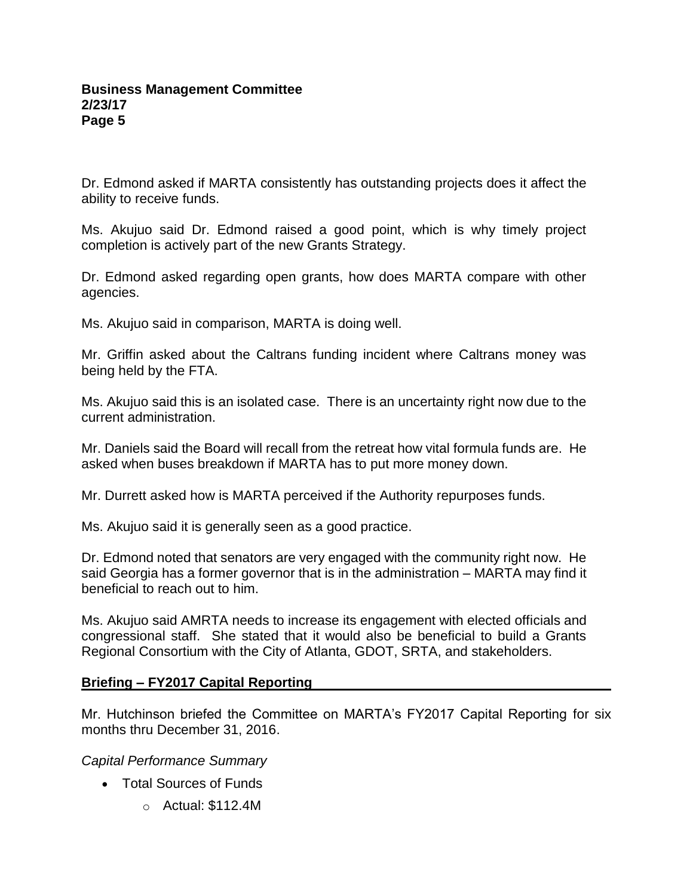Dr. Edmond asked if MARTA consistently has outstanding projects does it affect the ability to receive funds.

Ms. Akujuo said Dr. Edmond raised a good point, which is why timely project completion is actively part of the new Grants Strategy.

Dr. Edmond asked regarding open grants, how does MARTA compare with other agencies.

Ms. Akujuo said in comparison, MARTA is doing well.

Mr. Griffin asked about the Caltrans funding incident where Caltrans money was being held by the FTA.

Ms. Akujuo said this is an isolated case. There is an uncertainty right now due to the current administration.

Mr. Daniels said the Board will recall from the retreat how vital formula funds are. He asked when buses breakdown if MARTA has to put more money down.

Mr. Durrett asked how is MARTA perceived if the Authority repurposes funds.

Ms. Akujuo said it is generally seen as a good practice.

Dr. Edmond noted that senators are very engaged with the community right now. He said Georgia has a former governor that is in the administration – MARTA may find it beneficial to reach out to him.

Ms. Akujuo said AMRTA needs to increase its engagement with elected officials and congressional staff. She stated that it would also be beneficial to build a Grants Regional Consortium with the City of Atlanta, GDOT, SRTA, and stakeholders.

## Briefing – FY2017 Capital Reporting

Mr. Hutchinson briefed the Committee on MARTA's FY2017 Capital Reporting for six months thru December 31, 2016.

*Capital Performance Summary*

- Total Sources of Funds
  - Actual: $112.4M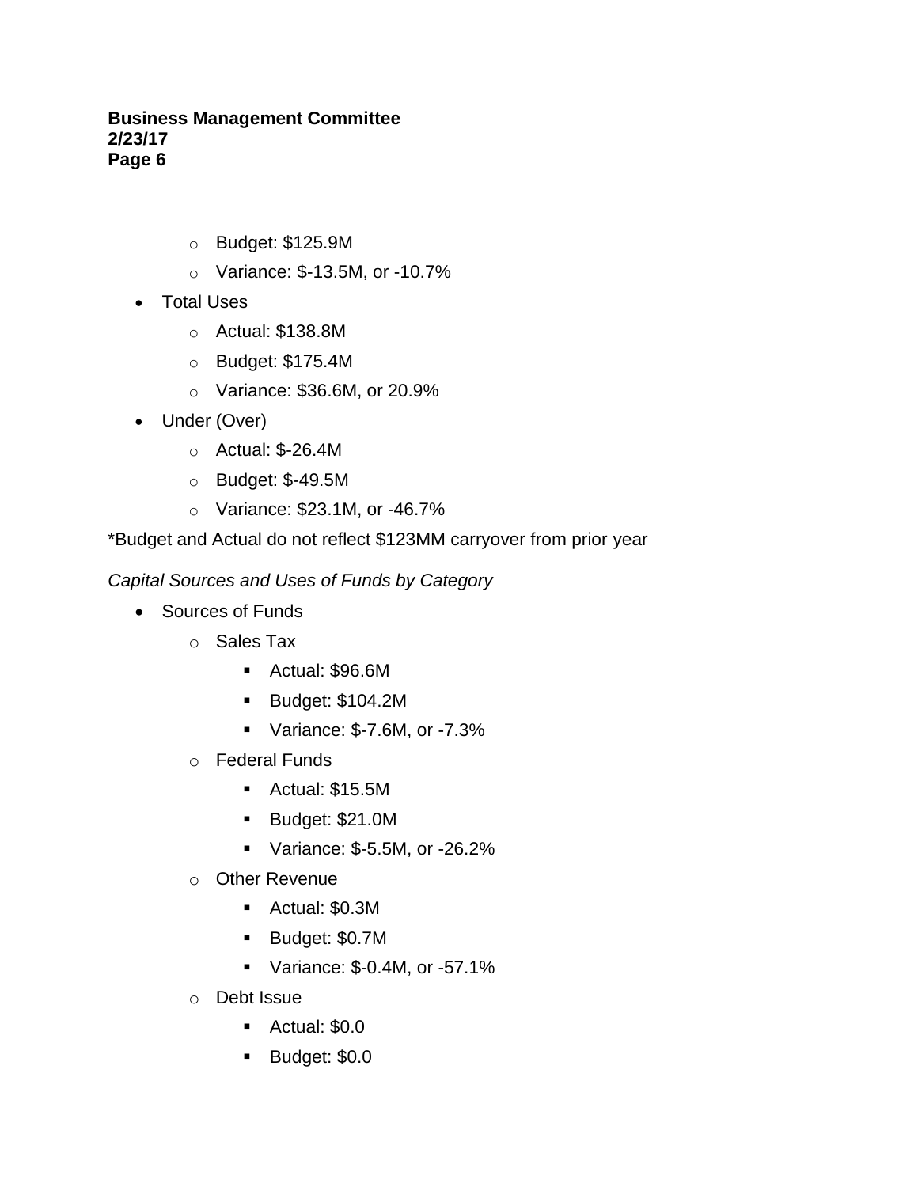- Budget: $125.9M
  - Variance: $-13.5M, or -10.7%
- Total Uses
  - Actual: $138.8M
  - Budget: $175.4M
  - Variance: $36.6M, or 20.9%
- Under (Over)
  - Actual: $-26.4M
  - Budget: $-49.5M
  - Variance: $23.1M, or -46.7%

*Budget and Actual do not reflect $123MM carryover from prior year

*Capital Sources and Uses of Funds by Category*

- Sources of Funds
  - Sales Tax
    - Actual: $96.6M
    - Budget: $104.2M
    - Variance: $-7.6M, or -7.3%
  - Federal Funds
    - Actual: $15.5M
    - Budget: $21.0M
    - Variance: $-5.5M, or -26.2%
  - Other Revenue
    - Actual: $0.3M
    - Budget: $0.7M
    - Variance: $-0.4M, or -57.1%
  - Debt Issue
    - Actual: $0.0
    - Budget: $0.0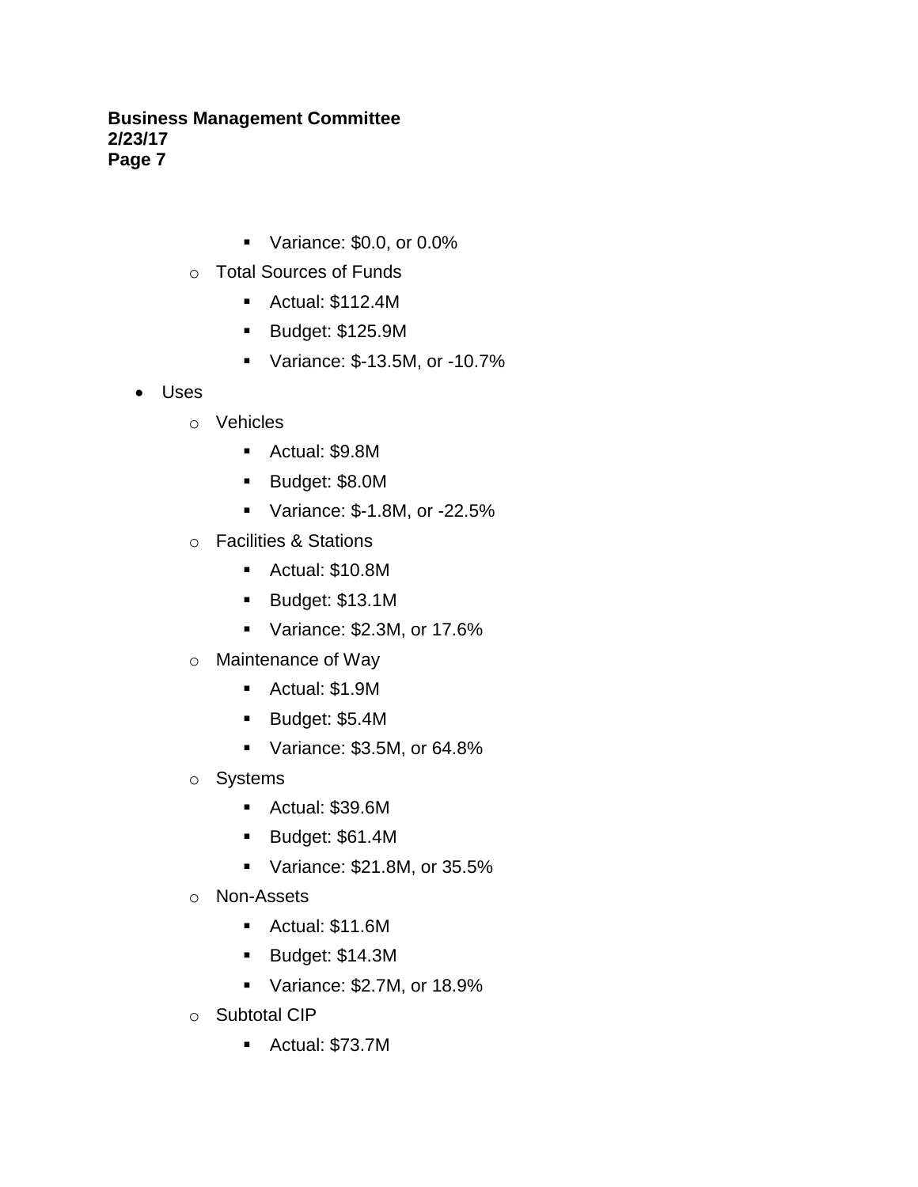- Variance: $0.0, or 0.0%
    - Total Sources of Funds
        - Actual: $112.4M
        - Budget: $125.9M
        - Variance: $-13.5M, or -10.7%
- Uses
    - Vehicles
        - Actual: $9.8M
        - Budget: $8.0M
        - Variance: $-1.8M, or -22.5%
    - Facilities & Stations
        - Actual: $10.8M
        - Budget: $13.1M
        - Variance: $2.3M, or 17.6%
    - Maintenance of Way
        - Actual: $1.9M
        - Budget: $5.4M
        - Variance: $3.5M, or 64.8%
    - Systems
        - Actual: $39.6M
        - Budget: $61.4M
        - Variance: $21.8M, or 35.5%
    - Non-Assets
        - Actual: $11.6M
        - Budget: $14.3M
        - Variance: $2.7M, or 18.9%
    - Subtotal CIP
        - Actual: $73.7M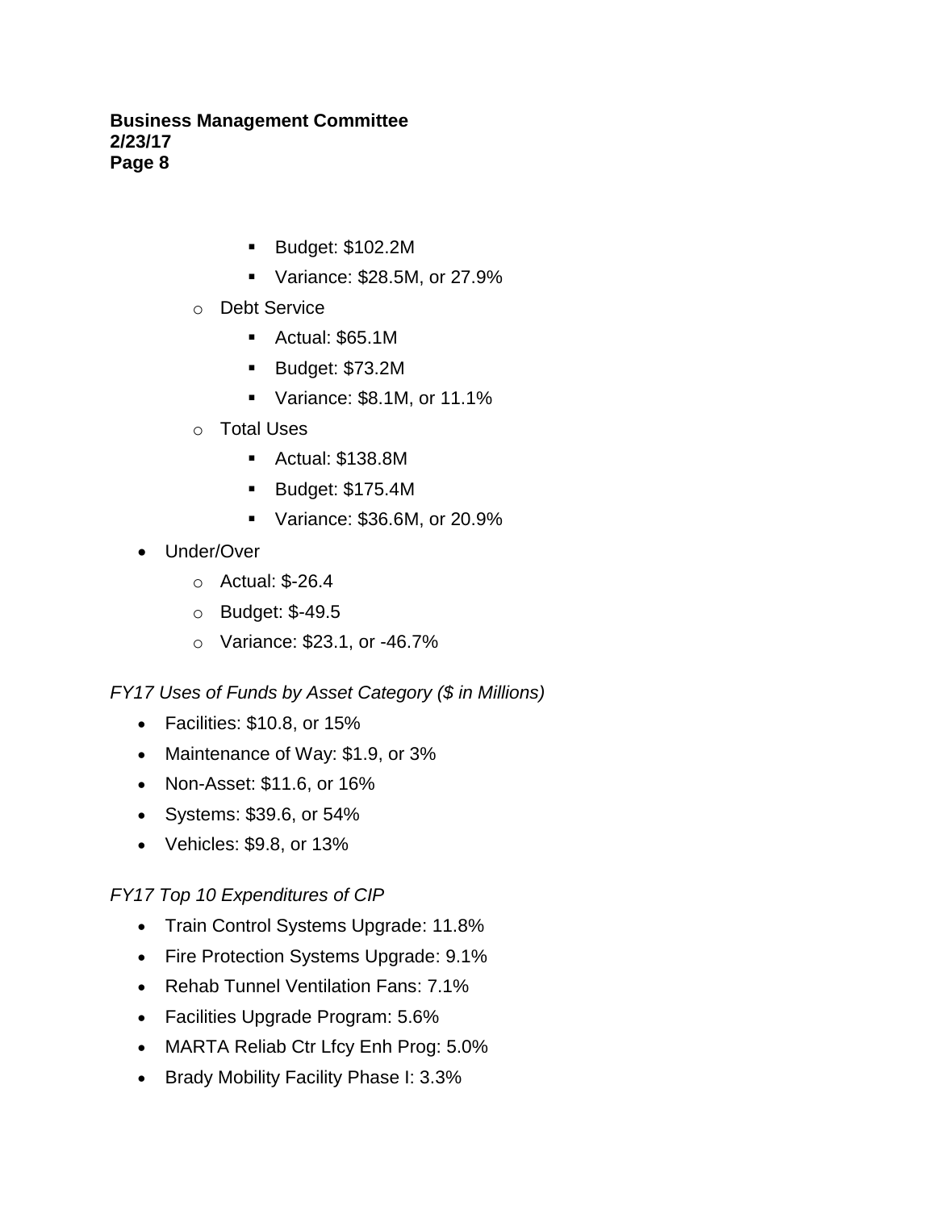- Budget: $102.2M
        - Variance: $28.5M, or 27.9%
    - Debt Service
        - Actual: $65.1M
        - Budget: $73.2M
        - Variance: $8.1M, or 11.1%
    - Total Uses
        - Actual: $138.8M
        - Budget: $175.4M
        - Variance: $36.6M, or 20.9%
- Under/Over
    - Actual: $-26.4
    - Budget: $-49.5
    - Variance: $23.1, or -46.7%

*FY17 Uses of Funds by Asset Category ($ in Millions)*

- Facilities: $10.8, or 15%
- Maintenance of Way: $1.9, or 3%
- Non-Asset: $11.6, or 16%
- Systems: $39.6, or 54%
- Vehicles: $9.8, or 13%

*FY17 Top 10 Expenditures of CIP*

- Train Control Systems Upgrade: 11.8%
- Fire Protection Systems Upgrade: 9.1%
- Rehab Tunnel Ventilation Fans: 7.1%
- Facilities Upgrade Program: 5.6%
- MARTA Reliab Ctr Lfcy Enh Prog: 5.0%
- Brady Mobility Facility Phase I: 3.3%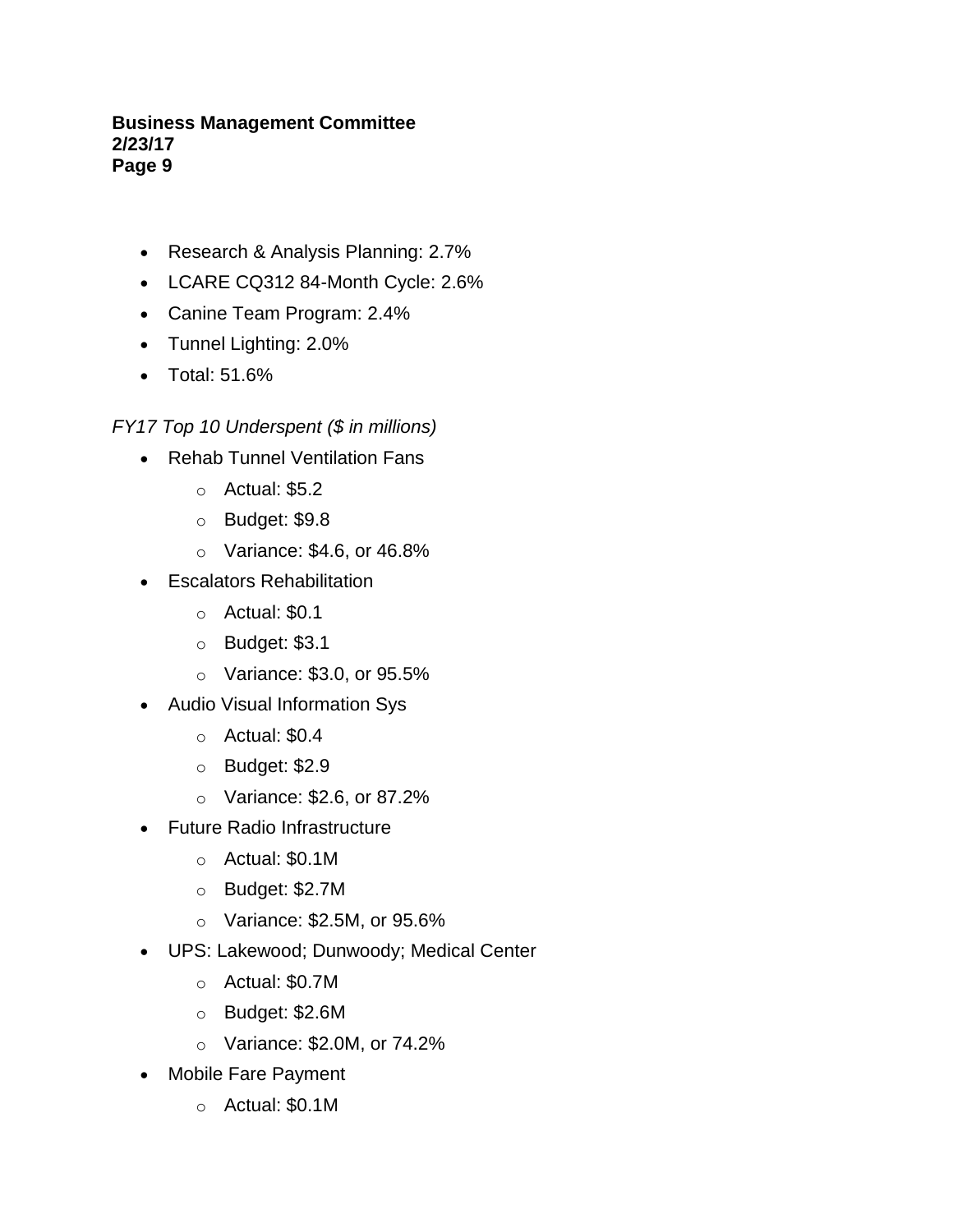- Research & Analysis Planning: 2.7%
- LCARE CQ312 84-Month Cycle: 2.6%
- Canine Team Program: 2.4%
- Tunnel Lighting: 2.0%
- Total: 51.6%

*FY17 Top 10 Underspent ($ in millions)*

- Rehab Tunnel Ventilation Fans
  - Actual: $5.2
  - Budget: $9.8
  - Variance: $4.6, or 46.8%
- Escalators Rehabilitation
  - Actual: $0.1
  - Budget: $3.1
  - Variance: $3.0, or 95.5%
- Audio Visual Information Sys
  - Actual: $0.4
  - Budget: $2.9
  - Variance: $2.6, or 87.2%
- Future Radio Infrastructure
  - Actual: $0.1M
  - Budget: $2.7M
  - Variance: $2.5M, or 95.6%
- UPS: Lakewood; Dunwoody; Medical Center
  - Actual: $0.7M
  - Budget: $2.6M
  - Variance: $2.0M, or 74.2%
- Mobile Fare Payment
  - Actual: $0.1M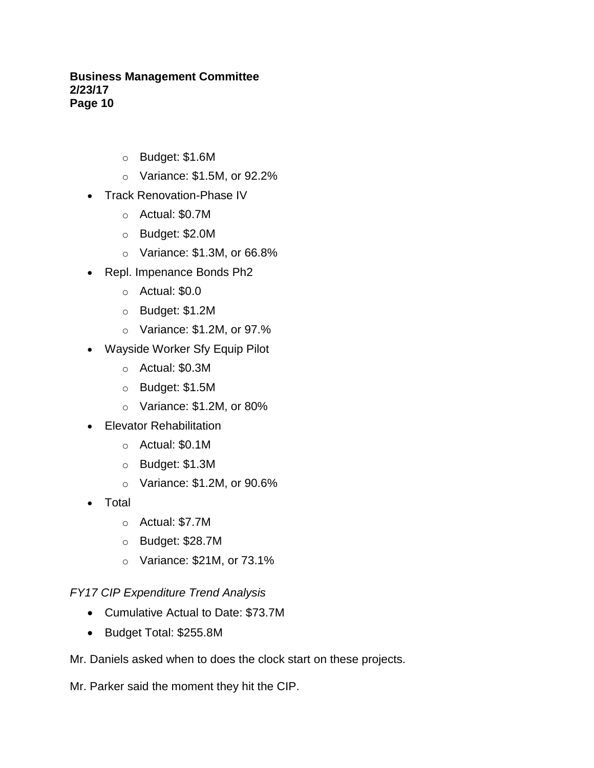- Budget: $1.6M
  - Variance: $1.5M, or 92.2%
- Track Renovation-Phase IV
  - Actual: $0.7M
  - Budget: $2.0M
  - Variance: $1.3M, or 66.8%
- Repl. Impenance Bonds Ph2
  - Actual: $0.0
  - Budget: $1.2M
  - Variance: $1.2M, or 97.%
- Wayside Worker Sfy Equip Pilot
  - Actual: $0.3M
  - Budget: $1.5M
  - Variance: $1.2M, or 80%
- Elevator Rehabilitation
  - Actual: $0.1M
  - Budget: $1.3M
  - Variance: $1.2M, or 90.6%
- Total
  - Actual: $7.7M
  - Budget: $28.7M
  - Variance: $21M, or 73.1%

*FY17 CIP Expenditure Trend Analysis*

- Cumulative Actual to Date: $73.7M
- Budget Total: $255.8M

Mr. Daniels asked when to does the clock start on these projects.

Mr. Parker said the moment they hit the CIP.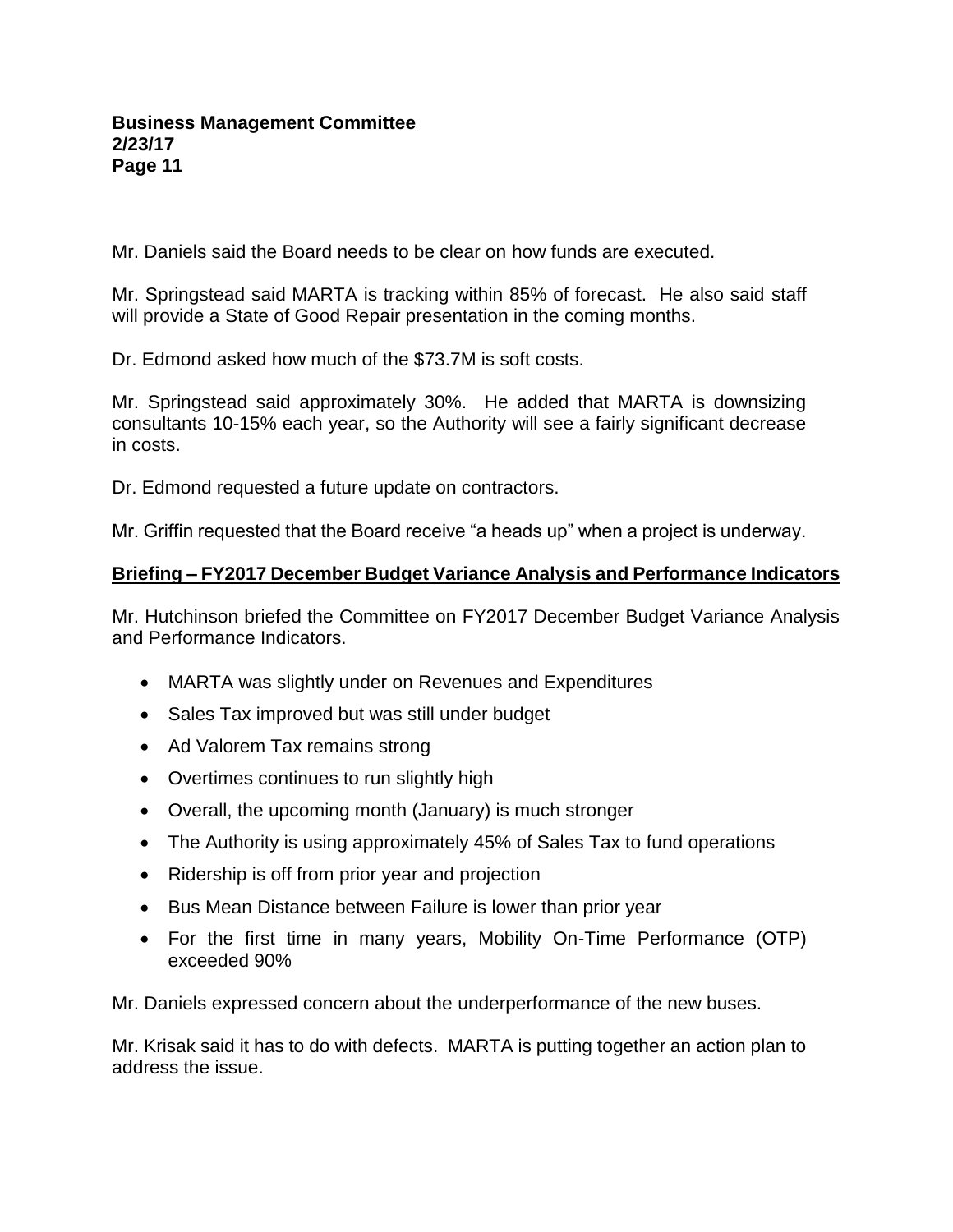Mr. Daniels said the Board needs to be clear on how funds are executed.

Mr. Springstead said MARTA is tracking within 85% of forecast. He also said staff will provide a State of Good Repair presentation in the coming months.

Dr. Edmond asked how much of the $73.7M is soft costs.

Mr. Springstead said approximately 30%. He added that MARTA is downsizing consultants 10-15% each year, so the Authority will see a fairly significant decrease in costs.

Dr. Edmond requested a future update on contractors.

Mr. Griffin requested that the Board receive "a heads up" when a project is underway.

**Briefing – FY2017 December Budget Variance Analysis and Performance Indicators**

Mr. Hutchinson briefed the Committee on FY2017 December Budget Variance Analysis and Performance Indicators.

- MARTA was slightly under on Revenues and Expenditures
- Sales Tax improved but was still under budget
- Ad Valorem Tax remains strong
- Overtimes continues to run slightly high
- Overall, the upcoming month (January) is much stronger
- The Authority is using approximately 45% of Sales Tax to fund operations
- Ridership is off from prior year and projection
- Bus Mean Distance between Failure is lower than prior year
- For the first time in many years, Mobility On-Time Performance (OTP) exceeded 90%

Mr. Daniels expressed concern about the underperformance of the new buses.

Mr. Krisak said it has to do with defects. MARTA is putting together an action plan to address the issue.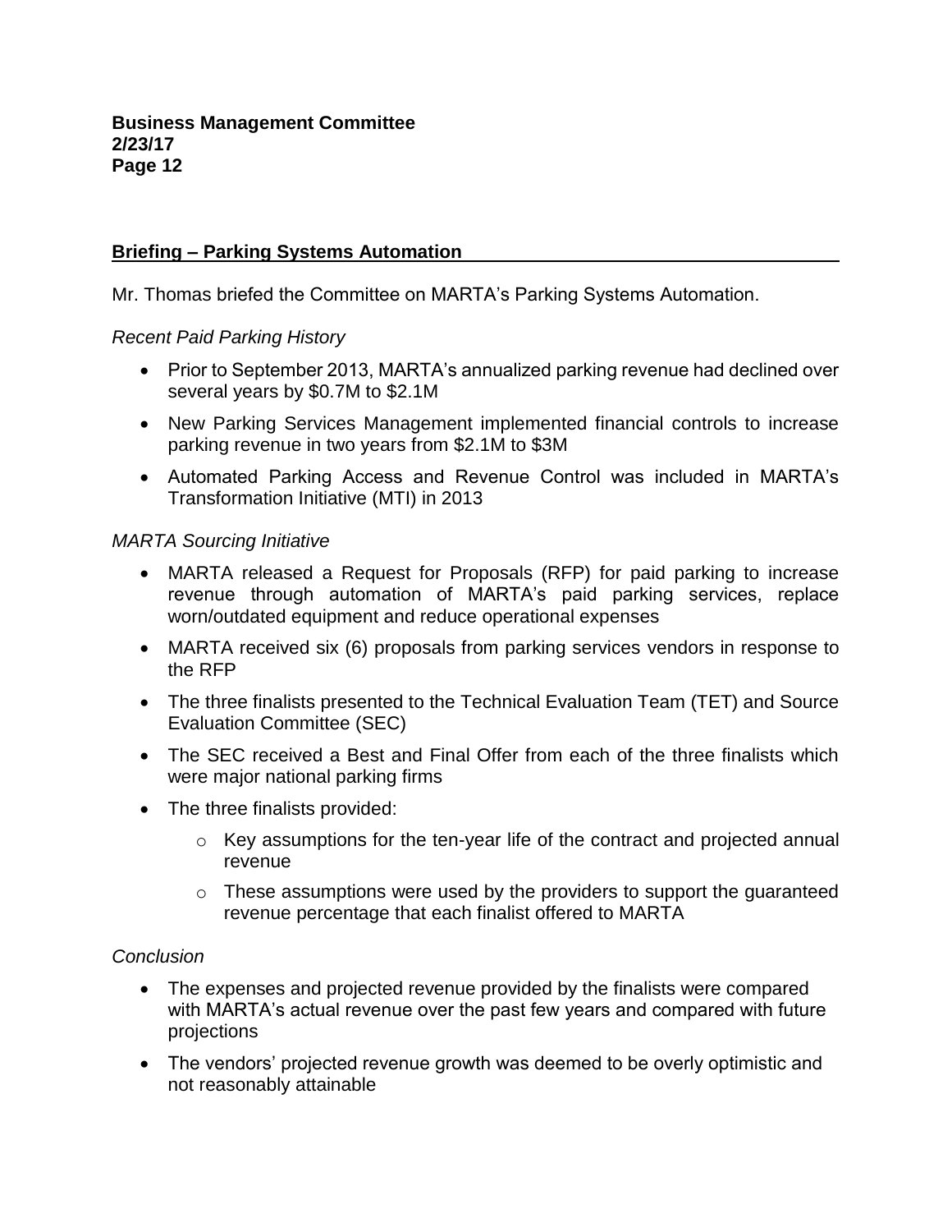## Briefing – Parking Systems Automation

Mr. Thomas briefed the Committee on MARTA's Parking Systems Automation.

*Recent Paid Parking History*

- Prior to September 2013, MARTA's annualized parking revenue had declined over several years by $0.7M to $2.1M
- New Parking Services Management implemented financial controls to increase parking revenue in two years from $2.1M to $3M
- Automated Parking Access and Revenue Control was included in MARTA's Transformation Initiative (MTI) in 2013

*MARTA Sourcing Initiative*

- MARTA released a Request for Proposals (RFP) for paid parking to increase revenue through automation of MARTA's paid parking services, replace worn/outdated equipment and reduce operational expenses
- MARTA received six (6) proposals from parking services vendors in response to the RFP
- The three finalists presented to the Technical Evaluation Team (TET) and Source Evaluation Committee (SEC)
- The SEC received a Best and Final Offer from each of the three finalists which were major national parking firms
- The three finalists provided:
  - Key assumptions for the ten-year life of the contract and projected annual revenue
  - These assumptions were used by the providers to support the guaranteed revenue percentage that each finalist offered to MARTA

*Conclusion*

- The expenses and projected revenue provided by the finalists were compared with MARTA's actual revenue over the past few years and compared with future projections
- The vendors' projected revenue growth was deemed to be overly optimistic and not reasonably attainable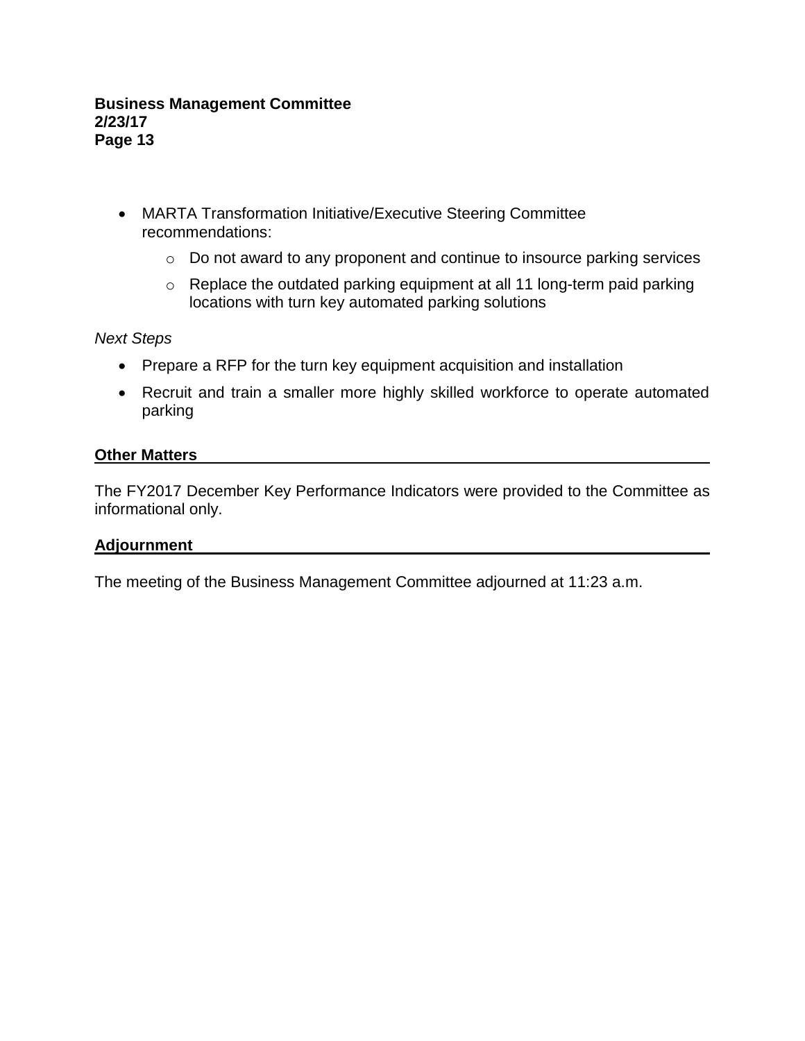- MARTA Transformation Initiative/Executive Steering Committee recommendations:
    - Do not award to any proponent and continue to insource parking services
    - Replace the outdated parking equipment at all 11 long-term paid parking locations with turn key automated parking solutions

*Next Steps*

- Prepare a RFP for the turn key equipment acquisition and installation
- Recruit and train a smaller more highly skilled workforce to operate automated parking

**Other Matters**

The FY2017 December Key Performance Indicators were provided to the Committee as informational only.

**Adjournment**

The meeting of the Business Management Committee adjourned at 11:23 a.m.